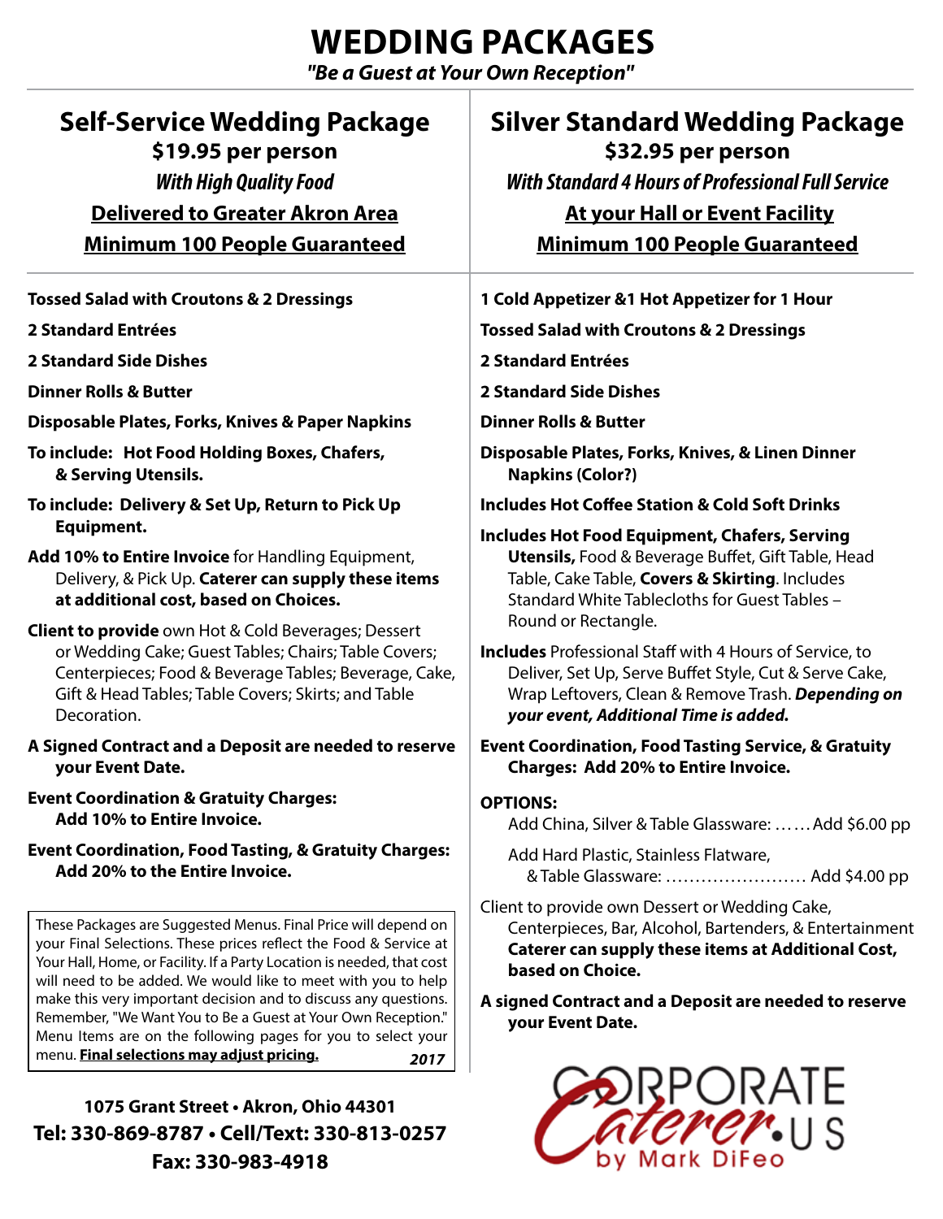# WEDDING PACKAGES

***"Be a Guest at Your Own Reception"***

## Self-Service Wedding Package

**$19.95 per person**

***With High Quality Food***

**Delivered to Greater Akron Area**

**Minimum 100 People Guaranteed**

**Tossed Salad with Croutons & 2 Dressings**

**2 Standard Entrées**

**2 Standard Side Dishes**

**Dinner Rolls & Butter**

**Disposable Plates, Forks, Knives & Paper Napkins**

**To include: Hot Food Holding Boxes, Chafers, & Serving Utensils.**

**To include: Delivery & Set Up, Return to Pick Up Equipment.**

**Add 10% to Entire Invoice** for Handling Equipment, Delivery, & Pick Up. **Caterer can supply these items at additional cost, based on Choices.**

**Client to provide** own Hot & Cold Beverages; Dessert or Wedding Cake; Guest Tables; Chairs; Table Covers; Centerpieces; Food & Beverage Tables; Beverage, Cake, Gift & Head Tables; Table Covers; Skirts; and Table Decoration.

**A Signed Contract and a Deposit are needed to reserve your Event Date.**

**Event Coordination & Gratuity Charges: Add 10% to Entire Invoice.**

**Event Coordination, Food Tasting, & Gratuity Charges: Add 20% to the Entire Invoice.**

These Packages are Suggested Menus. Final Price will depend on your Final Selections. These prices reflect the Food & Service at Your Hall, Home, or Facility. If a Party Location is needed, that cost will need to be added. We would like to meet with you to help make this very important decision and to discuss any questions. Remember, "We Want You to Be a Guest at Your Own Reception." Menu Items are on the following pages for you to select your menu. **Final selections may adjust pricing.** ***2017***

**1075 Grant Street • Akron, Ohio 44301**

**Tel: 330-869-8787 • Cell/Text: 330-813-0257**

**Fax: 330-983-4918**

## Silver Standard Wedding Package

**$32.95 per person**

***With Standard 4 Hours of Professional Full Service***

**At your Hall or Event Facility**

**Minimum 100 People Guaranteed**

**1 Cold Appetizer &1 Hot Appetizer for 1 Hour**

**Tossed Salad with Croutons & 2 Dressings**

**2 Standard Entrées**

**2 Standard Side Dishes**

**Dinner Rolls & Butter**

**Disposable Plates, Forks, Knives, & Linen Dinner Napkins (Color?)**

**Includes Hot Coffee Station & Cold Soft Drinks**

**Includes Hot Food Equipment, Chafers, Serving Utensils,** Food & Beverage Buffet, Gift Table, Head Table, Cake Table, **Covers & Skirting**. Includes Standard White Tablecloths for Guest Tables – Round or Rectangle.

**Includes** Professional Staff with 4 Hours of Service, to Deliver, Set Up, Serve Buffet Style, Cut & Serve Cake, Wrap Leftovers, Clean & Remove Trash. ***Depending on your event, Additional Time is added.***

**Event Coordination, Food Tasting Service, & Gratuity Charges: Add 20% to Entire Invoice.**

**OPTIONS:**

Add China, Silver & Table Glassware: …… Add $6.00 pp

Add Hard Plastic, Stainless Flatware, & Table Glassware: …………………… Add $4.00 pp

Client to provide own Dessert or Wedding Cake, Centerpieces, Bar, Alcohol, Bartenders, & Entertainment **Caterer can supply these items at Additional Cost, based on Choice.**

**A signed Contract and a Deposit are needed to reserve your Event Date.**

CORPORATE Caterer.US by Mark DiFeo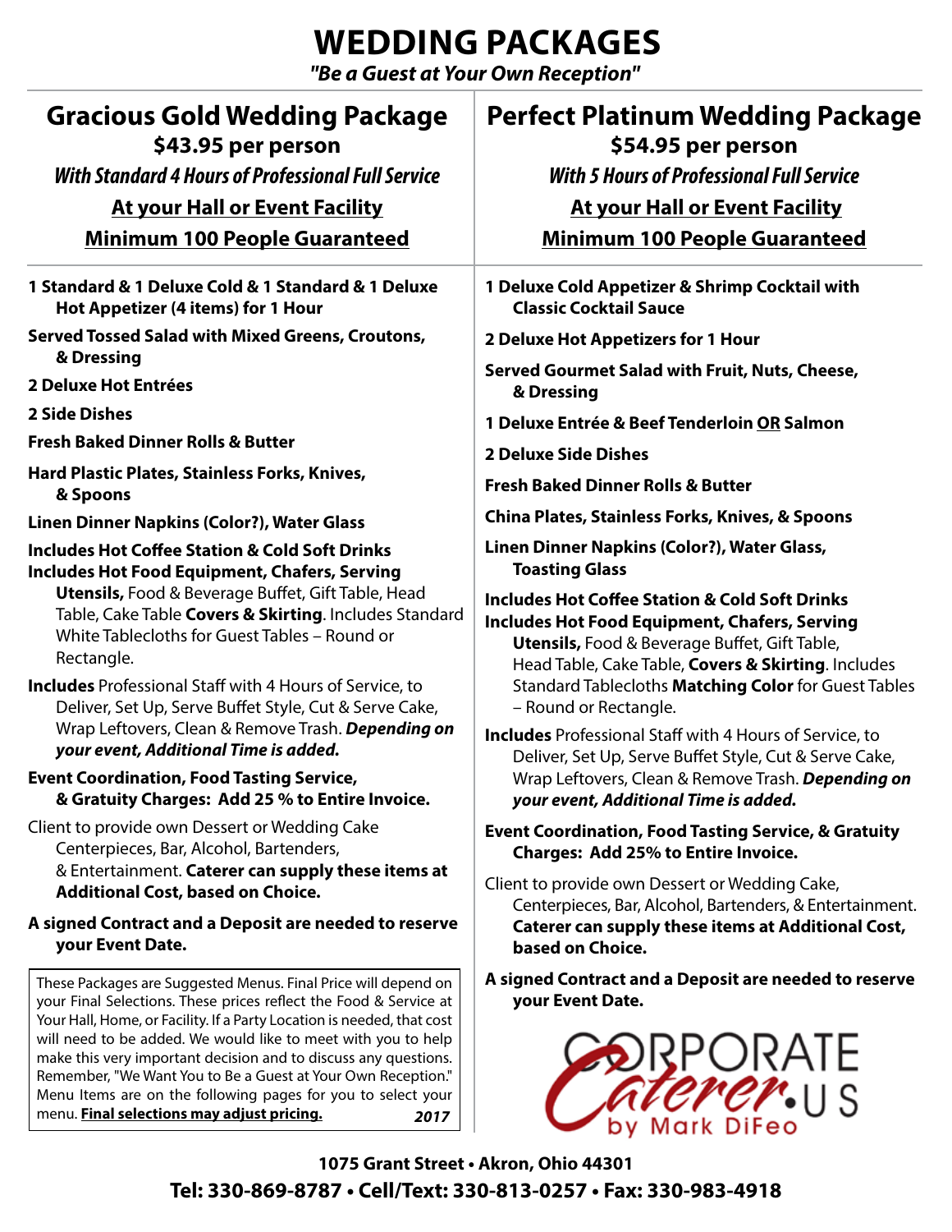# WEDDING PACKAGES

***"Be a Guest at Your Own Reception"***

## Gracious Gold Wedding Package

**$43.95 per person**

***With Standard 4 Hours of Professional Full Service***

**At your Hall or Event Facility**

**Minimum 100 People Guaranteed**

- **1 Standard & 1 Deluxe Cold & 1 Standard & 1 Deluxe Hot Appetizer (4 items) for 1 Hour**
- **Served Tossed Salad with Mixed Greens, Croutons, & Dressing**
- **2 Deluxe Hot Entrées**
- **2 Side Dishes**
- **Fresh Baked Dinner Rolls & Butter**
- **Hard Plastic Plates, Stainless Forks, Knives, & Spoons**
- **Linen Dinner Napkins (Color?), Water Glass**
- **Includes Hot Coffee Station & Cold Soft Drinks**
- **Includes Hot Food Equipment, Chafers, Serving Utensils,** Food & Beverage Buffet, Gift Table, Head Table, Cake Table **Covers & Skirting**. Includes Standard White Tablecloths for Guest Tables – Round or Rectangle.
- **Includes** Professional Staff with 4 Hours of Service, to Deliver, Set Up, Serve Buffet Style, Cut & Serve Cake, Wrap Leftovers, Clean & Remove Trash. ***Depending on your event, Additional Time is added.***
- **Event Coordination, Food Tasting Service, & Gratuity Charges: Add 25 % to Entire Invoice.**
- Client to provide own Dessert or Wedding Cake Centerpieces, Bar, Alcohol, Bartenders, & Entertainment. **Caterer can supply these items at Additional Cost, based on Choice.**
- **A signed Contract and a Deposit are needed to reserve your Event Date.**

These Packages are Suggested Menus. Final Price will depend on your Final Selections. These prices reflect the Food & Service at Your Hall, Home, or Facility. If a Party Location is needed, that cost will need to be added. We would like to meet with you to help make this very important decision and to discuss any questions. Remember, "We Want You to Be a Guest at Your Own Reception." Menu Items are on the following pages for you to select your menu. **Final selections may adjust pricing.** ***2017***

## Perfect Platinum Wedding Package

**$54.95 per person**

***With 5 Hours of Professional Full Service***

**At your Hall or Event Facility**

**Minimum 100 People Guaranteed**

- **1 Deluxe Cold Appetizer & Shrimp Cocktail with Classic Cocktail Sauce**
- **2 Deluxe Hot Appetizers for 1 Hour**
- **Served Gourmet Salad with Fruit, Nuts, Cheese, & Dressing**
- **1 Deluxe Entrée & Beef Tenderloin OR Salmon**
- **2 Deluxe Side Dishes**
- **Fresh Baked Dinner Rolls & Butter**
- **China Plates, Stainless Forks, Knives, & Spoons**
- **Linen Dinner Napkins (Color?), Water Glass, Toasting Glass**
- **Includes Hot Coffee Station & Cold Soft Drinks**
- **Includes Hot Food Equipment, Chafers, Serving Utensils,** Food & Beverage Buffet, Gift Table, Head Table, Cake Table, **Covers & Skirting**. Includes Standard Tablecloths **Matching Color** for Guest Tables – Round or Rectangle.
- **Includes** Professional Staff with 4 Hours of Service, to Deliver, Set Up, Serve Buffet Style, Cut & Serve Cake, Wrap Leftovers, Clean & Remove Trash. ***Depending on your event, Additional Time is added.***
- **Event Coordination, Food Tasting Service, & Gratuity Charges: Add 25% to Entire Invoice.**
- Client to provide own Dessert or Wedding Cake, Centerpieces, Bar, Alcohol, Bartenders, & Entertainment. **Caterer can supply these items at Additional Cost, based on Choice.**
- **A signed Contract and a Deposit are needed to reserve your Event Date.**

CORPORATE Caterer.US by Mark DiFeo

**1075 Grant Street • Akron, Ohio 44301**

**Tel: 330-869-8787 • Cell/Text: 330-813-0257 • Fax: 330-983-4918**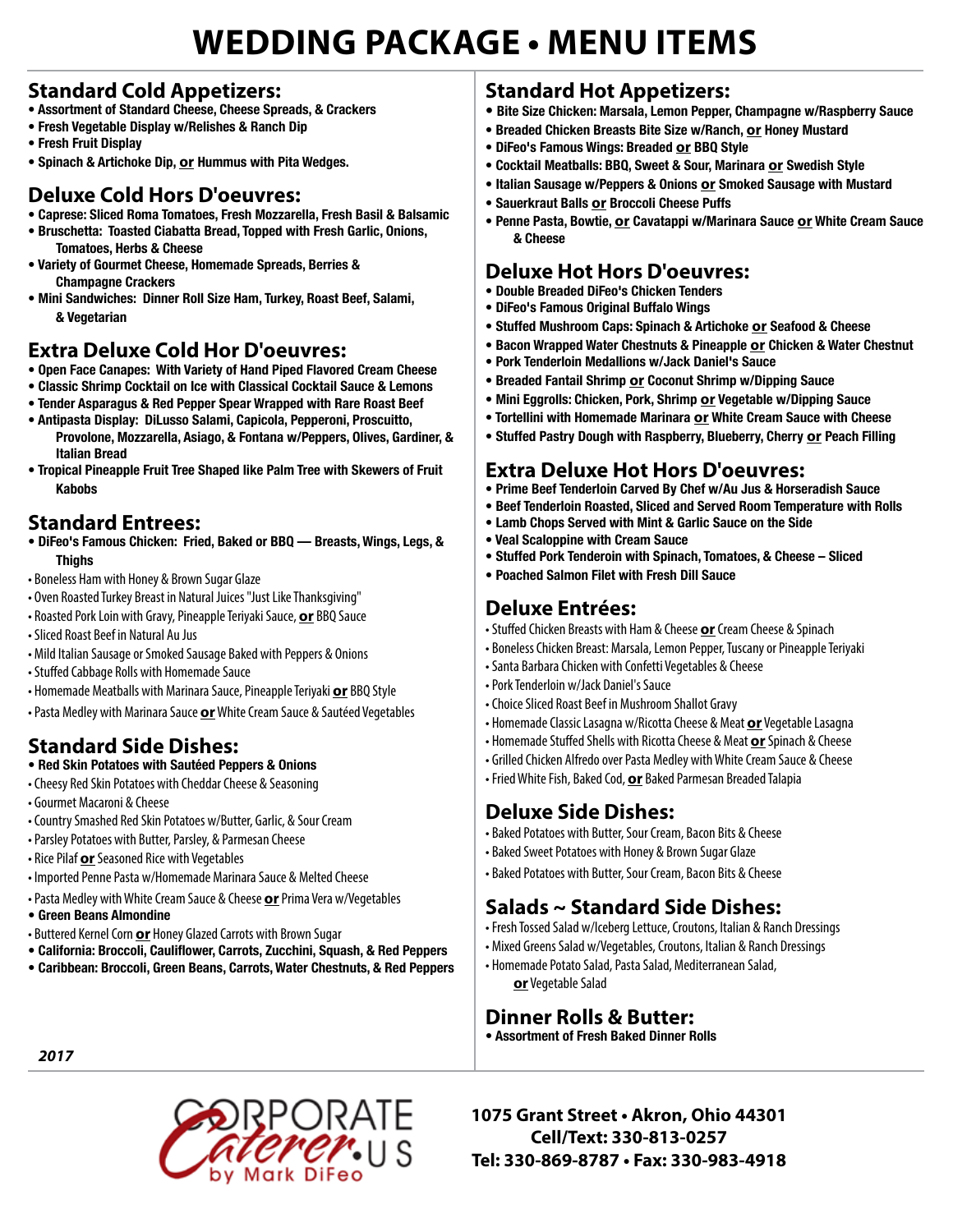# WEDDING PACKAGE • MENU ITEMS

## Standard Cold Appetizers:

- **Assortment of Standard Cheese, Cheese Spreads, & Crackers**
- **Fresh Vegetable Display w/Relishes & Ranch Dip**
- **Fresh Fruit Display**
- **Spinach & Artichoke Dip, or Hummus with Pita Wedges.**

## Deluxe Cold Hors D'oeuvres:

- **Caprese: Sliced Roma Tomatoes, Fresh Mozzarella, Fresh Basil & Balsamic**
- **Bruschetta: Toasted Ciabatta Bread, Topped with Fresh Garlic, Onions, Tomatoes, Herbs & Cheese**
- **Variety of Gourmet Cheese, Homemade Spreads, Berries & Champagne Crackers**
- **Mini Sandwiches: Dinner Roll Size Ham, Turkey, Roast Beef, Salami, & Vegetarian**

## Extra Deluxe Cold Hor D'oeuvres:

- **Open Face Canapes: With Variety of Hand Piped Flavored Cream Cheese**
- **Classic Shrimp Cocktail on Ice with Classical Cocktail Sauce & Lemons**
- **Tender Asparagus & Red Pepper Spear Wrapped with Rare Roast Beef**
- **Antipasta Display: DiLusso Salami, Capicola, Pepperoni, Proscuitto, Provolone, Mozzarella, Asiago, & Fontana w/Peppers, Olives, Gardiner, & Italian Bread**
- **Tropical Pineapple Fruit Tree Shaped like Palm Tree with Skewers of Fruit Kabobs**

## Standard Entrees:

- **DiFeo's Famous Chicken: Fried, Baked or BBQ — Breasts, Wings, Legs, & Thighs**
- Boneless Ham with Honey & Brown Sugar Glaze
- Oven Roasted Turkey Breast in Natural Juices "Just Like Thanksgiving"
- Roasted Pork Loin with Gravy, Pineapple Teriyaki Sauce, **or** BBQ Sauce
- Sliced Roast Beef in Natural Au Jus
- Mild Italian Sausage or Smoked Sausage Baked with Peppers & Onions
- Stuffed Cabbage Rolls with Homemade Sauce
- Homemade Meatballs with Marinara Sauce, Pineapple Teriyaki **or** BBQ Style
- Pasta Medley with Marinara Sauce **or** White Cream Sauce & Sautéed Vegetables

## Standard Side Dishes:

- **Red Skin Potatoes with Sautéed Peppers & Onions**
- Cheesy Red Skin Potatoes with Cheddar Cheese & Seasoning
- Gourmet Macaroni & Cheese
- Country Smashed Red Skin Potatoes w/Butter, Garlic, & Sour Cream
- Parsley Potatoes with Butter, Parsley, & Parmesan Cheese
- Rice Pilaf **or** Seasoned Rice with Vegetables
- Imported Penne Pasta w/Homemade Marinara Sauce & Melted Cheese
- Pasta Medley with White Cream Sauce & Cheese **or** Prima Vera w/Vegetables
- **Green Beans Almondine**
- Buttered Kernel Corn **or** Honey Glazed Carrots with Brown Sugar
- **California: Broccoli, Cauliflower, Carrots, Zucchini, Squash, & Red Peppers**
- **Caribbean: Broccoli, Green Beans, Carrots, Water Chestnuts, & Red Peppers**

## Standard Hot Appetizers:

- **Bite Size Chicken: Marsala, Lemon Pepper, Champagne w/Raspberry Sauce**
- **Breaded Chicken Breasts Bite Size w/Ranch, or Honey Mustard**
- **DiFeo's Famous Wings: Breaded or BBQ Style**
- **Cocktail Meatballs: BBQ, Sweet & Sour, Marinara or Swedish Style**
- **Italian Sausage w/Peppers & Onions or Smoked Sausage with Mustard**
- **Sauerkraut Balls or Broccoli Cheese Puffs**
- **Penne Pasta, Bowtie, or Cavatappi w/Marinara Sauce or White Cream Sauce & Cheese**

## Deluxe Hot Hors D'oeuvres:

- **Double Breaded DiFeo's Chicken Tenders**
- **DiFeo's Famous Original Buffalo Wings**
- **Stuffed Mushroom Caps: Spinach & Artichoke or Seafood & Cheese**
- **Bacon Wrapped Water Chestnuts & Pineapple or Chicken & Water Chestnut**
- **Pork Tenderloin Medallions w/Jack Daniel's Sauce**
- **Breaded Fantail Shrimp or Coconut Shrimp w/Dipping Sauce**
- **Mini Eggrolls: Chicken, Pork, Shrimp or Vegetable w/Dipping Sauce**
- **Tortellini with Homemade Marinara or White Cream Sauce with Cheese**
- **Stuffed Pastry Dough with Raspberry, Blueberry, Cherry or Peach Filling**

## Extra Deluxe Hot Hors D'oeuvres:

- **Prime Beef Tenderloin Carved By Chef w/Au Jus & Horseradish Sauce**
- **Beef Tenderloin Roasted, Sliced and Served Room Temperature with Rolls**
- **Lamb Chops Served with Mint & Garlic Sauce on the Side**
- **Veal Scaloppine with Cream Sauce**
- **Stuffed Pork Tenderoin with Spinach, Tomatoes, & Cheese – Sliced**
- **Poached Salmon Filet with Fresh Dill Sauce**

## Deluxe Entrées:

- Stuffed Chicken Breasts with Ham & Cheese **or** Cream Cheese & Spinach
- Boneless Chicken Breast: Marsala, Lemon Pepper, Tuscany or Pineapple Teriyaki
- Santa Barbara Chicken with Confetti Vegetables & Cheese
- Pork Tenderloin w/Jack Daniel's Sauce
- Choice Sliced Roast Beef in Mushroom Shallot Gravy
- Homemade Classic Lasagna w/Ricotta Cheese & Meat **or** Vegetable Lasagna
- Homemade Stuffed Shells with Ricotta Cheese & Meat **or** Spinach & Cheese
- Grilled Chicken Alfredo over Pasta Medley with White Cream Sauce & Cheese
- Fried White Fish, Baked Cod, **or** Baked Parmesan Breaded Talapia

## Deluxe Side Dishes:

- Baked Potatoes with Butter, Sour Cream, Bacon Bits & Cheese
- Baked Sweet Potatoes with Honey & Brown Sugar Glaze
- Baked Potatoes with Butter, Sour Cream, Bacon Bits & Cheese

## Salads ~ Standard Side Dishes:

- Fresh Tossed Salad w/Iceberg Lettuce, Croutons, Italian & Ranch Dressings
- Mixed Greens Salad w/Vegetables, Croutons, Italian & Ranch Dressings
- Homemade Potato Salad, Pasta Salad, Mediterranean Salad, **or** Vegetable Salad

## Dinner Rolls & Butter:

- **Assortment of Fresh Baked Dinner Rolls**

***2017***

CORPORATE Caterer.US by Mark DiFeo

**1075 Grant Street • Akron, Ohio 44301**
**Cell/Text: 330-813-0257**
**Tel: 330-869-8787 • Fax: 330-983-4918**